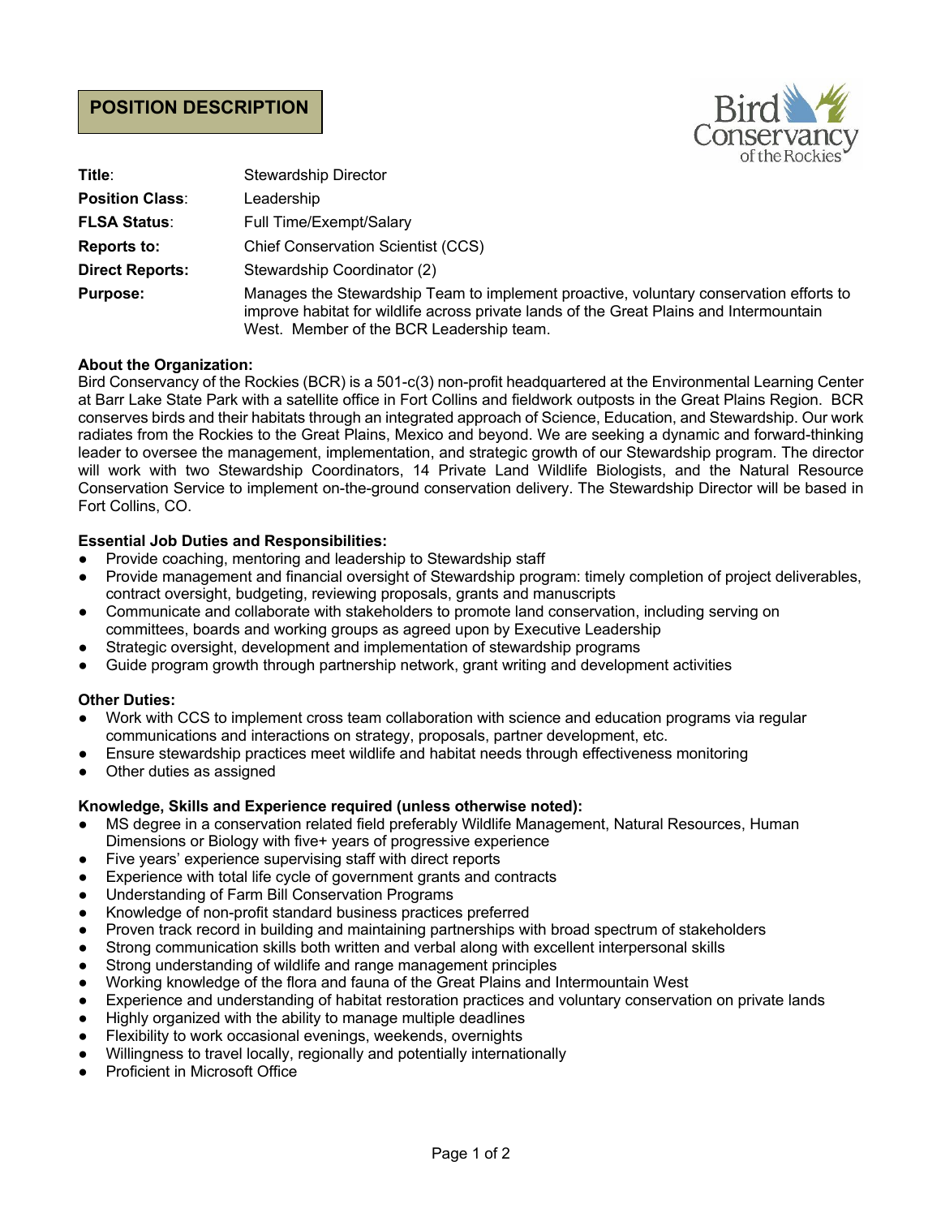# POSITION DESCRIPTION

| | |
|---|---|
| **Title**: | Stewardship Director |
| **Position Class**: | Leadership |
| **FLSA Status**: | Full Time/Exempt/Salary |
| **Reports to:** | Chief Conservation Scientist (CCS) |
| **Direct Reports:** | Stewardship Coordinator (2) |
| **Purpose:** | Manages the Stewardship Team to implement proactive, voluntary conservation efforts to improve habitat for wildlife across private lands of the Great Plains and Intermountain West. Member of the BCR Leadership team. |

**About the Organization:**
Bird Conservancy of the Rockies (BCR) is a 501-c(3) non-profit headquartered at the Environmental Learning Center at Barr Lake State Park with a satellite office in Fort Collins and fieldwork outposts in the Great Plains Region. BCR conserves birds and their habitats through an integrated approach of Science, Education, and Stewardship. Our work radiates from the Rockies to the Great Plains, Mexico and beyond. We are seeking a dynamic and forward-thinking leader to oversee the management, implementation, and strategic growth of our Stewardship program. The director will work with two Stewardship Coordinators, 14 Private Land Wildlife Biologists, and the Natural Resource Conservation Service to implement on-the-ground conservation delivery. The Stewardship Director will be based in Fort Collins, CO.

**Essential Job Duties and Responsibilities:**

- Provide coaching, mentoring and leadership to Stewardship staff
- Provide management and financial oversight of Stewardship program: timely completion of project deliverables, contract oversight, budgeting, reviewing proposals, grants and manuscripts
- Communicate and collaborate with stakeholders to promote land conservation, including serving on committees, boards and working groups as agreed upon by Executive Leadership
- Strategic oversight, development and implementation of stewardship programs
- Guide program growth through partnership network, grant writing and development activities

**Other Duties:**

- Work with CCS to implement cross team collaboration with science and education programs via regular communications and interactions on strategy, proposals, partner development, etc.
- Ensure stewardship practices meet wildlife and habitat needs through effectiveness monitoring
- Other duties as assigned

**Knowledge, Skills and Experience required (unless otherwise noted):**

- MS degree in a conservation related field preferably Wildlife Management, Natural Resources, Human Dimensions or Biology with five+ years of progressive experience
- Five years' experience supervising staff with direct reports
- Experience with total life cycle of government grants and contracts
- Understanding of Farm Bill Conservation Programs
- Knowledge of non-profit standard business practices preferred
- Proven track record in building and maintaining partnerships with broad spectrum of stakeholders
- Strong communication skills both written and verbal along with excellent interpersonal skills
- Strong understanding of wildlife and range management principles
- Working knowledge of the flora and fauna of the Great Plains and Intermountain West
- Experience and understanding of habitat restoration practices and voluntary conservation on private lands
- Highly organized with the ability to manage multiple deadlines
- Flexibility to work occasional evenings, weekends, overnights
- Willingness to travel locally, regionally and potentially internationally
- Proficient in Microsoft Office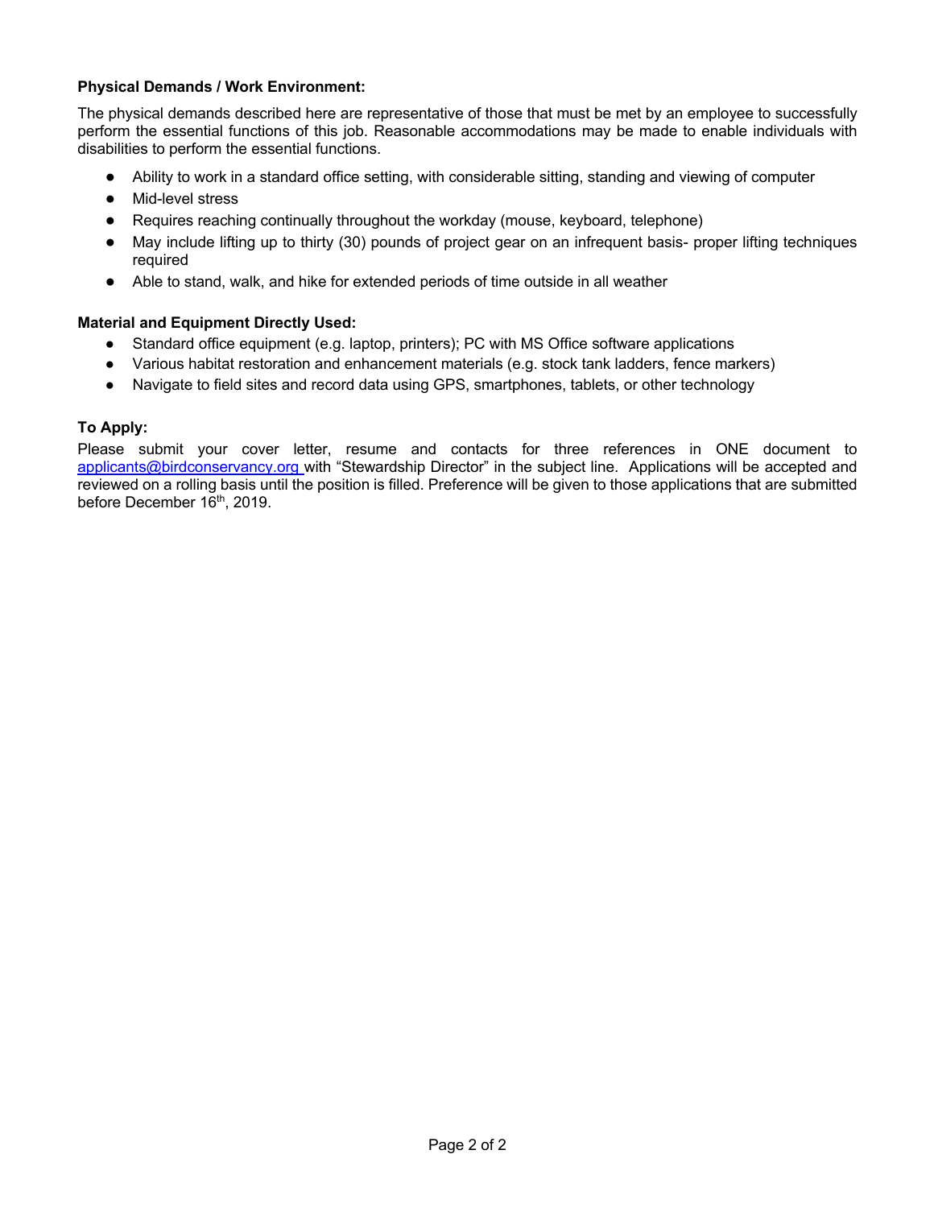**Physical Demands / Work Environment:**

The physical demands described here are representative of those that must be met by an employee to successfully perform the essential functions of this job. Reasonable accommodations may be made to enable individuals with disabilities to perform the essential functions.

- Ability to work in a standard office setting, with considerable sitting, standing and viewing of computer
- Mid-level stress
- Requires reaching continually throughout the workday (mouse, keyboard, telephone)
- May include lifting up to thirty (30) pounds of project gear on an infrequent basis- proper lifting techniques required
- Able to stand, walk, and hike for extended periods of time outside in all weather

**Material and Equipment Directly Used:**

- Standard office equipment (e.g. laptop, printers); PC with MS Office software applications
- Various habitat restoration and enhancement materials (e.g. stock tank ladders, fence markers)
- Navigate to field sites and record data using GPS, smartphones, tablets, or other technology

**To Apply:**

Please submit your cover letter, resume and contacts for three references in ONE document to applicants@birdconservancy.org with "Stewardship Director" in the subject line. Applications will be accepted and reviewed on a rolling basis until the position is filled. Preference will be given to those applications that are submitted before December 16th, 2019.